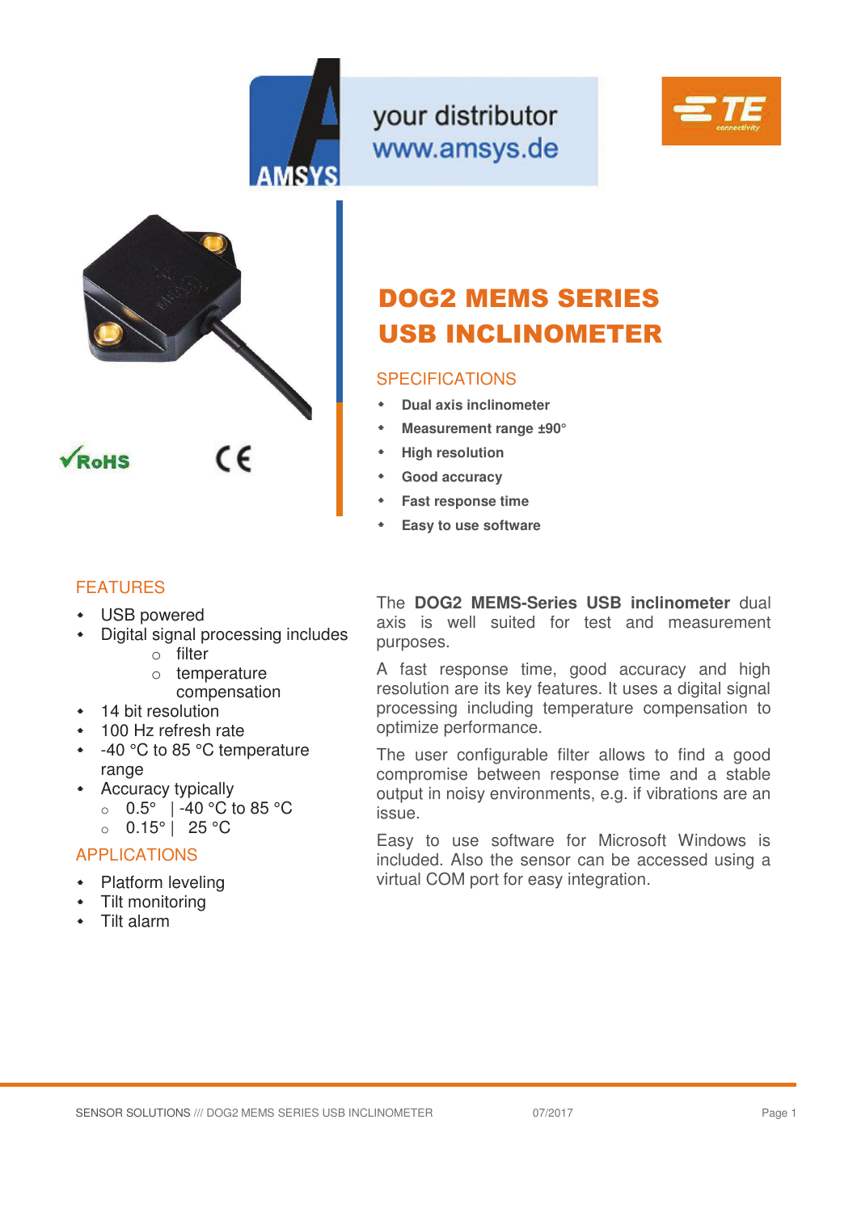your distributor
www.amsys.de

# DOG2 MEMS SERIES USB INCLINOMETER

## SPECIFICATIONS

- **Dual axis inclinometer**
- **Measurement range ±90°**
- **High resolution**
- **Good accuracy**
- **Fast response time**
- **Easy to use software**

## FEATURES

- USB powered
- Digital signal processing includes
  - filter
  - temperature compensation
- 14 bit resolution
- 100 Hz refresh rate
- -40 °C to 85 °C temperature range
- Accuracy typically
  - 0.5° | -40 °C to 85 °C
  - 0.15° | 25 °C

## APPLICATIONS

- Platform leveling
- Tilt monitoring
- Tilt alarm

The **DOG2 MEMS-Series USB inclinometer** dual axis is well suited for test and measurement purposes.

A fast response time, good accuracy and high resolution are its key features. It uses a digital signal processing including temperature compensation to optimize performance.

The user configurable filter allows to find a good compromise between response time and a stable output in noisy environments, e.g. if vibrations are an issue.

Easy to use software for Microsoft Windows is included. Also the sensor can be accessed using a virtual COM port for easy integration.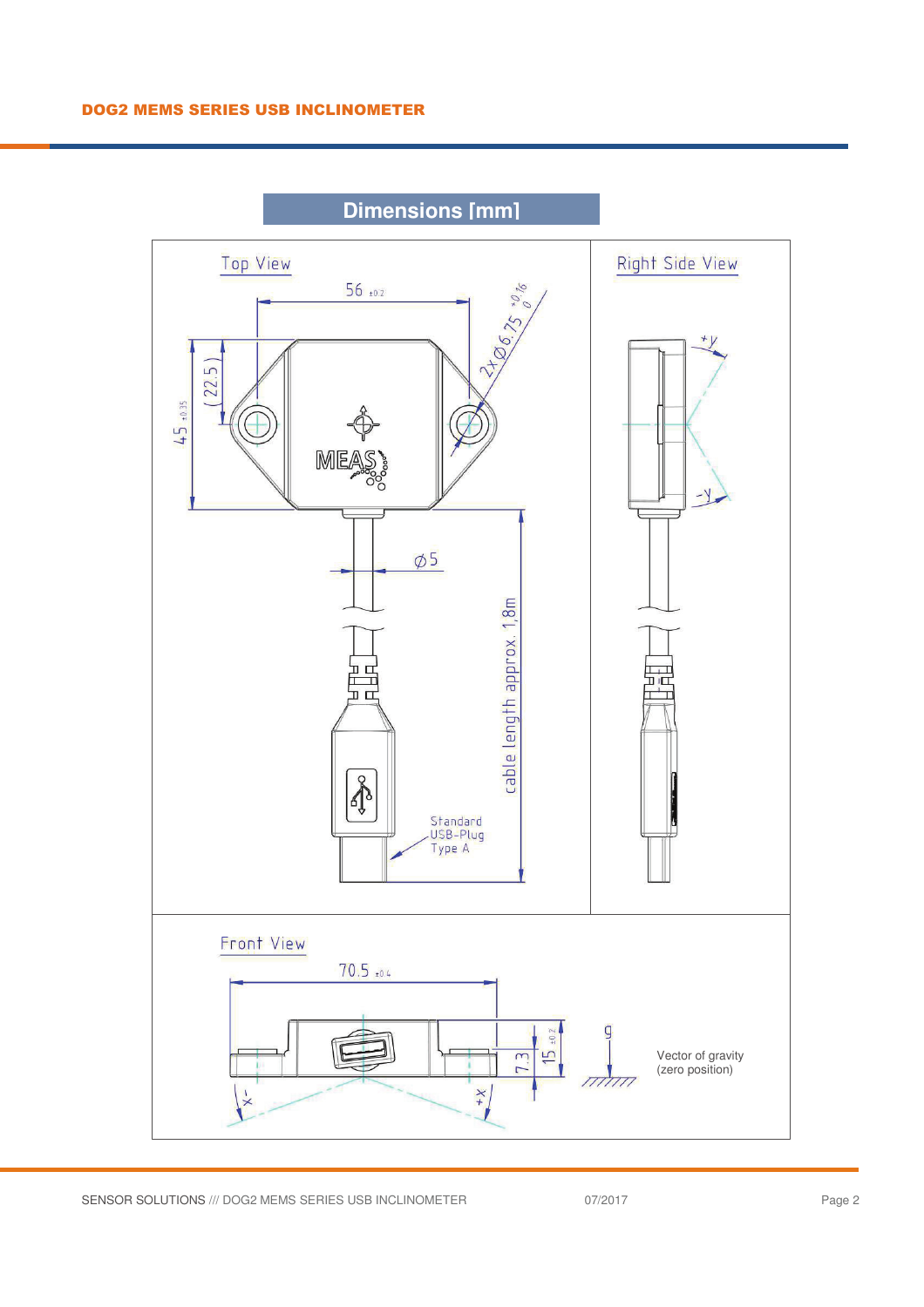## Dimensions [mm]

### Top View

56 ±0.2

45 ±0.35

(22.5)

2x Ø6.75 +0.16/0

Ø5

cable length approx. 1,8m

Standard USB-Plug Type A

### Right Side View

+y

-y

### Front View

70.5 ±0.4

7.3

15 ±0.2

-x

+x

g

Vector of gravity (zero position)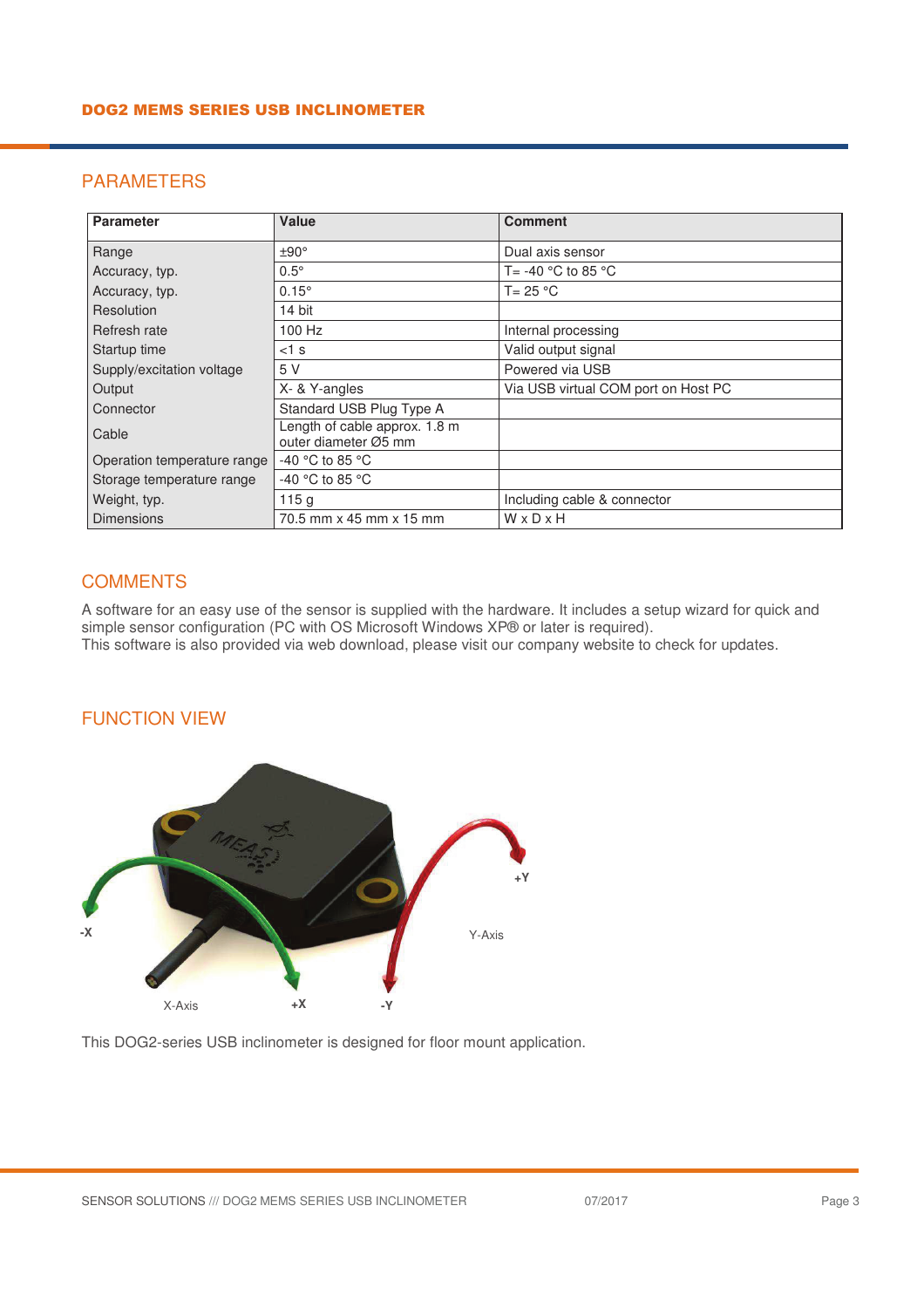## PARAMETERS

| Parameter | Value | Comment |
|---|---|---|
| Range | ±90° | Dual axis sensor |
| Accuracy, typ. | 0.5° | T= -40 °C to 85 °C |
| Accuracy, typ. | 0.15° | T= 25 °C |
| Resolution | 14 bit | |
| Refresh rate | 100 Hz | Internal processing |
| Startup time | <1 s | Valid output signal |
| Supply/excitation voltage | 5 V | Powered via USB |
| Output | X- & Y-angles | Via USB virtual COM port on Host PC |
| Connector | Standard USB Plug Type A | |
| Cable | Length of cable approx. 1.8 m outer diameter Ø5 mm | |
| Operation temperature range | -40 °C to 85 °C | |
| Storage temperature range | -40 °C to 85 °C | |
| Weight, typ. | 115 g | Including cable & connector |
| Dimensions | 70.5 mm x 45 mm x 15 mm | W x D x H |

## COMMENTS

A software for an easy use of the sensor is supplied with the hardware. It includes a setup wizard for quick and simple sensor configuration (PC with OS Microsoft Windows XP® or later is required).
This software is also provided via web download, please visit our company website to check for updates.

## FUNCTION VIEW

This DOG2-series USB inclinometer is designed for floor mount application.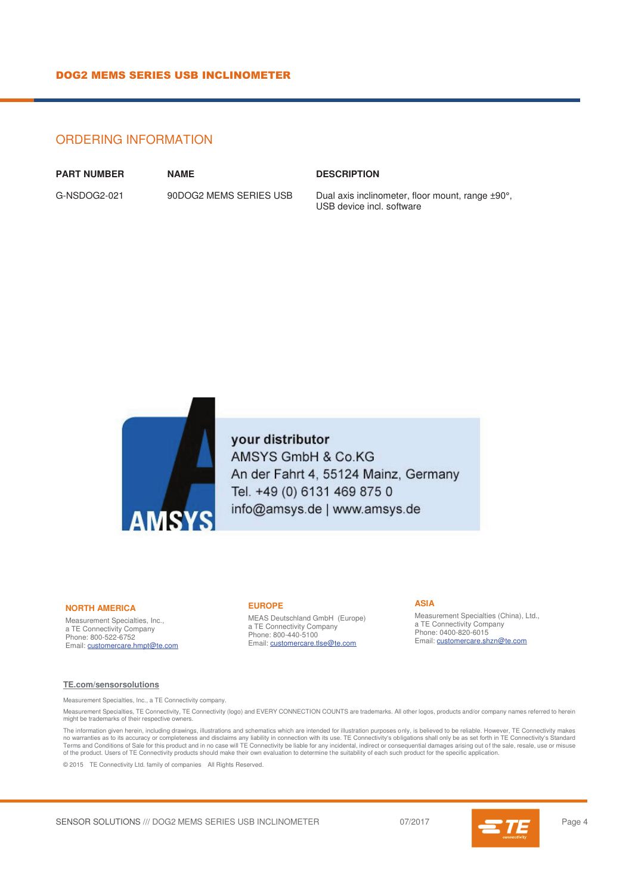## ORDERING INFORMATION

| PART NUMBER | NAME | DESCRIPTION |
|---|---|---|
| G-NSDOG2-021 | 90DOG2 MEMS SERIES USB | Dual axis inclinometer, floor mount, range ±90°, USB device incl. software |

**your distributor**
AMSYS GmbH & Co.KG
An der Fahrt 4, 55124 Mainz, Germany
Tel. +49 (0) 6131 469 875 0
info@amsys.de | www.amsys.de

**NORTH AMERICA**

Measurement Specialties, Inc.,
a TE Connectivity Company
Phone: 800-522-6752
Email: customercare.hmpt@te.com

**EUROPE**

MEAS Deutschland GmbH (Europe)
a TE Connectivity Company
Phone: 800-440-5100
Email: customercare.tlse@te.com

**ASIA**

Measurement Specialties (China), Ltd.,
a TE Connectivity Company
Phone: 0400-820-6015
Email: customercare.shzn@te.com

**TE.com/sensorsolutions**

Measurement Specialties, Inc., a TE Connectivity company.

Measurement Specialties, TE Connectivity, TE Connectivity (logo) and EVERY CONNECTION COUNTS are trademarks. All other logos, products and/or company names referred to herein might be trademarks of their respective owners.

The information given herein, including drawings, illustrations and schematics which are intended for illustration purposes only, is believed to be reliable. However, TE Connectivity makes no warranties as to its accuracy or completeness and disclaims any liability in connection with its use. TE Connectivity's obligations shall only be as set forth in TE Connectivity's Standard Terms and Conditions of Sale for this product and in no case will TE Connectivity be liable for any incidental, indirect or consequential damages arising out of the sale, resale, use or misuse of the product. Users of TE Connectivity products should make their own evaluation to determine the suitability of each such product for the specific application.

© 2015 TE Connectivity Ltd. family of companies All Rights Reserved.